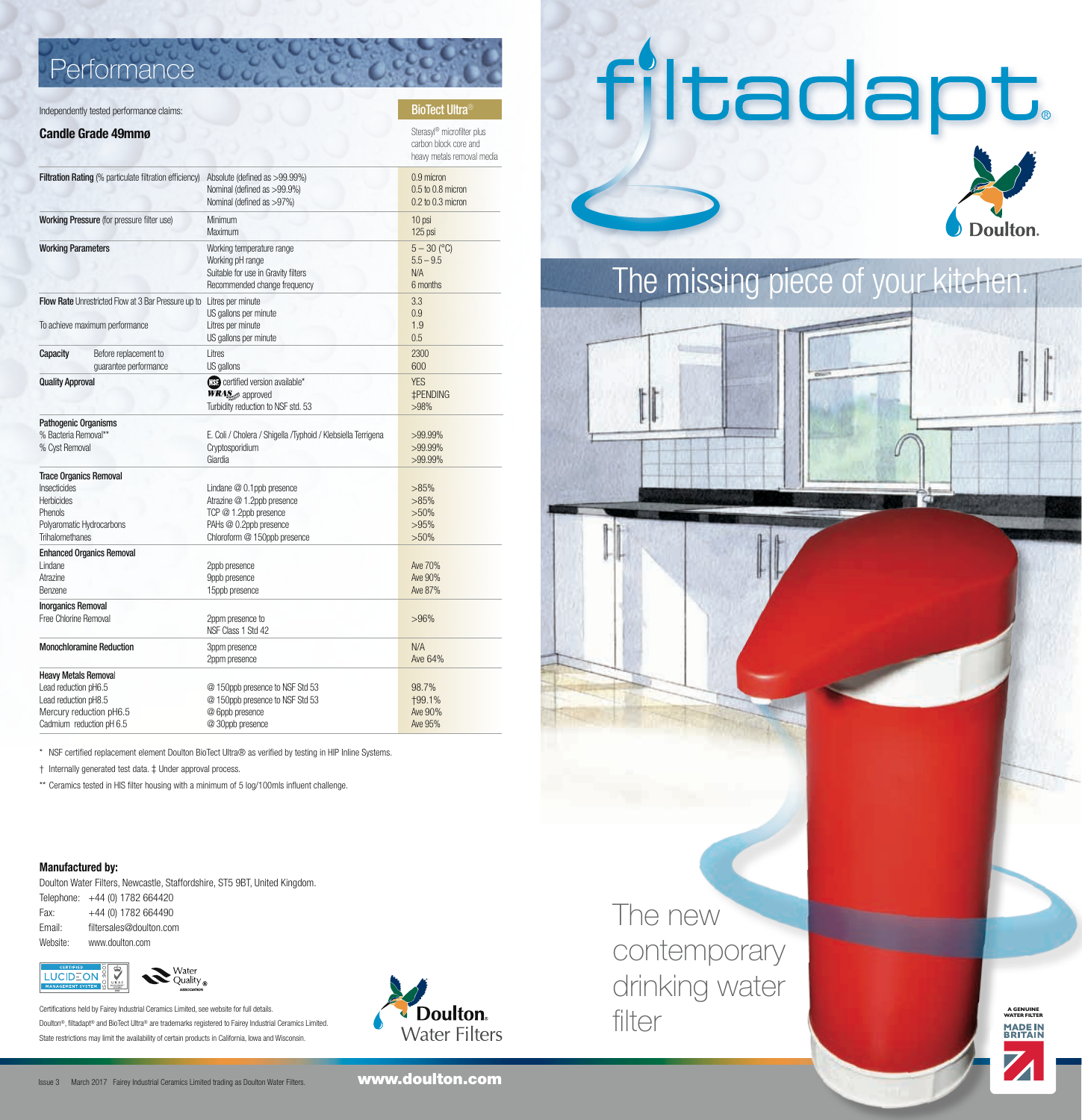## Performance

Independently tested performance claims:

| **Candle Grade 49mmø** | | **BioTect Ultra®** Sterasyl® microfilter plus carbon block core and heavy metals removal media |
|---|---|---|
| **Filtration Rating** (% particulate filtration efficiency) | Absolute (defined as >99.99%) | 0.9 micron |
| | Nominal (defined as >99.9%) | 0.5 to 0.8 micron |
| | Nominal (defined as >97%) | 0.2 to 0.3 micron |
| **Working Pressure** (for pressure filter use) | Minimum | 10 psi |
| | Maximum | 125 psi |
| **Working Parameters** | Working temperature range | 5 – 30 (°C) |
| | Working pH range | 5.5 – 9.5 |
| | Suitable for use in Gravity filters | N/A |
| | Recommended change frequency | 6 months |
| **Flow Rate** Unrestricted Flow at 3 Bar Pressure up to | Litres per minute | 3.3 |
| | US gallons per minute | 0.9 |
| To achieve maximum performance | Litres per minute | 1.9 |
| | US gallons per minute | 0.5 |
| **Capacity** Before replacement to guarantee performance | Litres | 2300 |
| | US gallons | 600 |
| **Quality Approval** | NSF certified version available* | YES |
| | WRAS approved | ‡PENDING |
| | Turbidity reduction to NSF std. 53 | >98% |
| **Pathogenic Organisms** | | |
| % Bacteria Removal** | E. Coli / Cholera / Shigella /Typhoid / Klebsiella Terrigena | >99.99% |
| % Cyst Removal | Cryptosporidium | >99.99% |
| | Giardia | >99.99% |
| **Trace Organics Removal** | | |
| Insecticides | Lindane @ 0.1ppb presence | >85% |
| Herbicides | Atrazine @ 1.2ppb presence | >85% |
| Phenols | TCP @ 1.2ppb presence | >50% |
| Polyaromatic Hydrocarbons | PAHs @ 0.2ppb presence | >95% |
| Trihalomethanes | Chloroform @ 150ppb presence | >50% |
| **Enhanced Organics Removal** | | |
| Lindane | 2ppb presence | Ave 70% |
| Atrazine | 9ppb presence | Ave 90% |
| Benzene | 15ppb presence | Ave 87% |
| **Inorganics Removal** | | |
| Free Chlorine Removal | 2ppm presence to NSF Class 1 Std 42 | >96% |
| **Monochloramine Reduction** | 3ppm presence | N/A |
| | 2ppm presence | Ave 64% |
| **Heavy Metals Removal** | | |
| Lead reduction pH6.5 | @ 150ppb presence to NSF Std 53 | 98.7% |
| Lead reduction pH8.5 | @ 150ppb presence to NSF Std 53 | †99.1% |
| Mercury reduction pH6.5 | @ 6ppb presence | Ave 90% |
| Cadmium reduction pH 6.5 | @ 30ppb presence | Ave 95% |

\* NSF certified replacement element Doulton BioTect Ultra® as verified by testing in HIP Inline Systems.

† Internally generated test data. ‡ Under approval process.

** Ceramics tested in HIS filter housing with a minimum of 5 log/100mls influent challenge.

**Manufactured by:**

Doulton Water Filters, Newcastle, Staffordshire, ST5 9BT, United Kingdom.

Telephone: +44 (0) 1782 664420
Fax: +44 (0) 1782 664490
Email: filtersales@doulton.com
Website: www.doulton.com

Certifications held by Fairey Industrial Ceramics Limited, see website for full details.

Doulton®, filtadapt® and BioTect Ultra® are trademarks registered to Fairey Industrial Ceramics Limited.

State restrictions may limit the availability of certain products in California, Iowa and Wisconsin.

Doulton. Water Filters

Issue 3 March 2017 Fairey Industrial Ceramics Limited trading as Doulton Water Filters.

www.doulton.com

# filtadapt®

Doulton.

## The missing piece of your kitchen.

The new contemporary drinking water filter

A GENUINE WATER FILTER MADE IN BRITAIN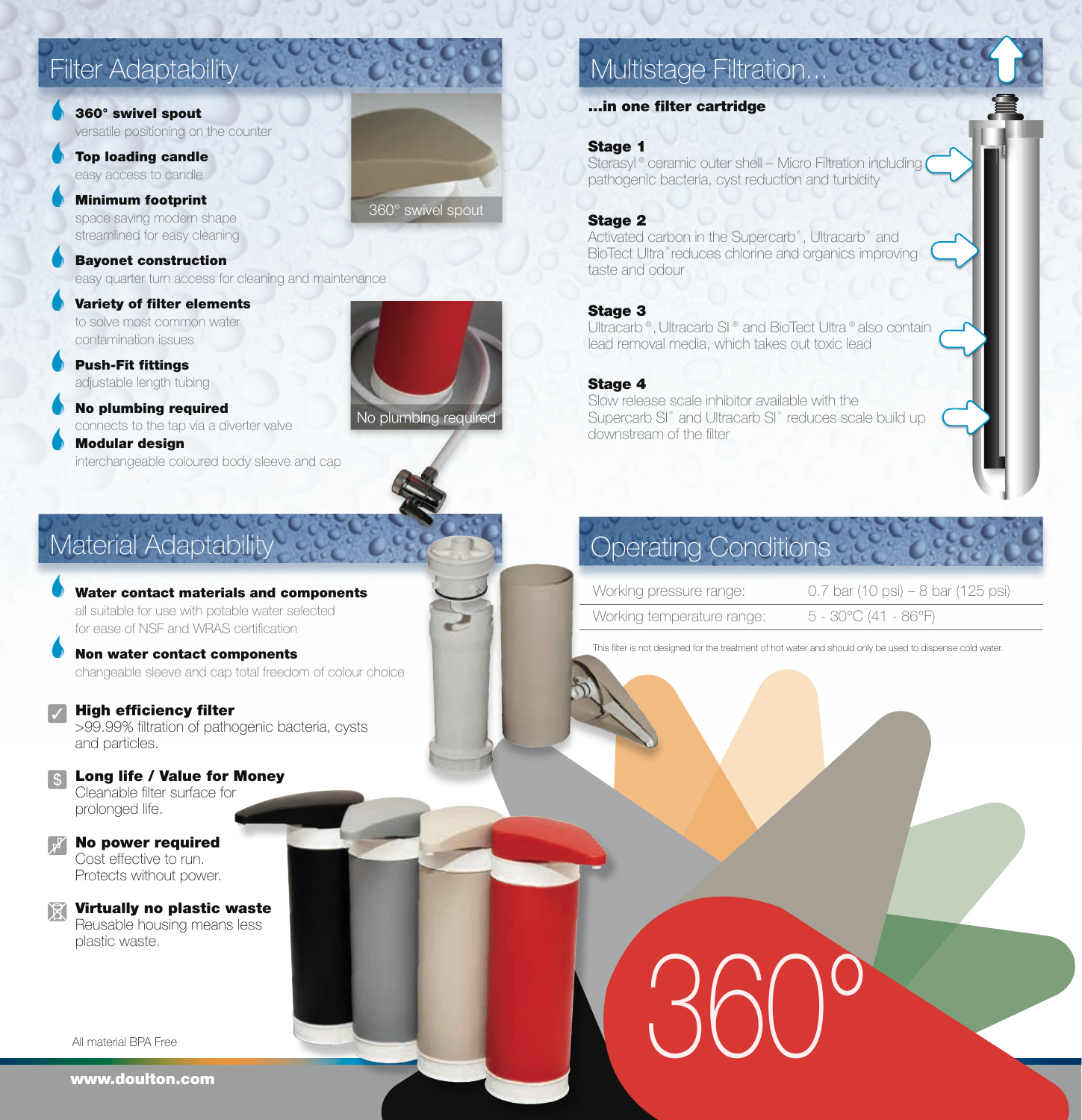## Filter Adaptability

- **360° swivel spout**
  versatile positioning on the counter
- **Top loading candle**
  easy access to candle
- **Minimum footprint**
  space saving modern shape
  streamlined for easy cleaning
- **Bayonet construction**
  easy quarter turn access for cleaning and maintenance
- **Variety of filter elements**
  to solve most common water contamination issues
- **Push-Fit fittings**
  adjustable length tubing
- **No plumbing required**
  connects to the tap via a diverter valve
- **Modular design**
  interchangeable coloured body sleeve and cap

360° swivel spout

No plumbing required

## Multistage Filtration...

**...in one filter cartridge**

**Stage 1**
Sterasyl® ceramic outer shell – Micro Filtration including pathogenic bacteria, cyst reduction and turbidity

**Stage 2**
Activated carbon in the Supercarb®, Ultracarb® and BioTect Ultra® reduces chlorine and organics improving taste and odour

**Stage 3**
Ultracarb®, Ultracarb SI® and BioTect Ultra® also contain lead removal media, which takes out toxic lead

**Stage 4**
Slow release scale inhibitor available with the Supercarb SI® and Ultracarb SI® reduces scale build up downstream of the filter

## Material Adaptability

- **Water contact materials and components**
  all suitable for use with potable water selected for ease of NSF and WRAS certification
- **Non water contact components**
  changeable sleeve and cap total freedom of colour choice

**High efficiency filter**
>99.99% filtration of pathogenic bacteria, cysts and particles.

**Long life / Value for Money**
Cleanable filter surface for prolonged life.

**No power required**
Cost effective to run.
Protects without power.

**Virtually no plastic waste**
Reusable housing means less plastic waste.

All material BPA Free

## Operating Conditions

| | |
|---|---|
| Working pressure range: | 0.7 bar (10 psi) – 8 bar (125 psi) |
| Working temperature range: | 5 - 30°C (41 - 86°F) |

This filter is not designed for the treatment of hot water and should only be used to dispense cold water.

360°

www.doulton.com